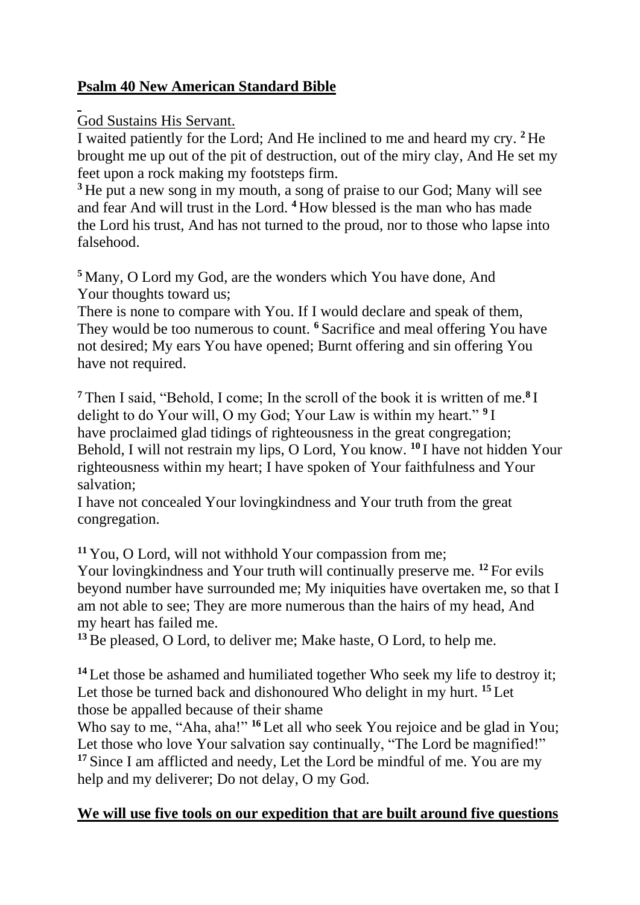**Psalm 40 New American Standard Bible**

God Sustains His Servant.

I waited patiently for the Lord; And He inclined to me and heard my cry. [2] He brought me up out of the pit of destruction, out of the miry clay, And He set my feet upon a rock making my footsteps firm.

[3] He put a new song in my mouth, a song of praise to our God; Many will see and fear And will trust in the Lord. [4] How blessed is the man who has made the Lord his trust, And has not turned to the proud, nor to those who lapse into falsehood.

[5] Many, O Lord my God, are the wonders which You have done, And Your thoughts toward us;

There is none to compare with You. If I would declare and speak of them, They would be too numerous to count. [6] Sacrifice and meal offering You have not desired; My ears You have opened; Burnt offering and sin offering You have not required.

[7] Then I said, "Behold, I come; In the scroll of the book it is written of me.[8] I delight to do Your will, O my God; Your Law is within my heart." [9] I have proclaimed glad tidings of righteousness in the great congregation; Behold, I will not restrain my lips, O Lord, You know. [10] I have not hidden Your righteousness within my heart; I have spoken of Your faithfulness and Your salvation;

I have not concealed Your lovingkindness and Your truth from the great congregation.

[11] You, O Lord, will not withhold Your compassion from me;

Your lovingkindness and Your truth will continually preserve me. [12] For evils beyond number have surrounded me; My iniquities have overtaken me, so that I am not able to see; They are more numerous than the hairs of my head, And my heart has failed me.

[13] Be pleased, O Lord, to deliver me; Make haste, O Lord, to help me.

[14] Let those be ashamed and humiliated together Who seek my life to destroy it; Let those be turned back and dishonoured Who delight in my hurt. [15] Let those be appalled because of their shame

Who say to me, "Aha, aha!" [16] Let all who seek You rejoice and be glad in You; Let those who love Your salvation say continually, "The Lord be magnified!"

[17] Since I am afflicted and needy, Let the Lord be mindful of me. You are my help and my deliverer; Do not delay, O my God.

**We will use five tools on our expedition that are built around five questions**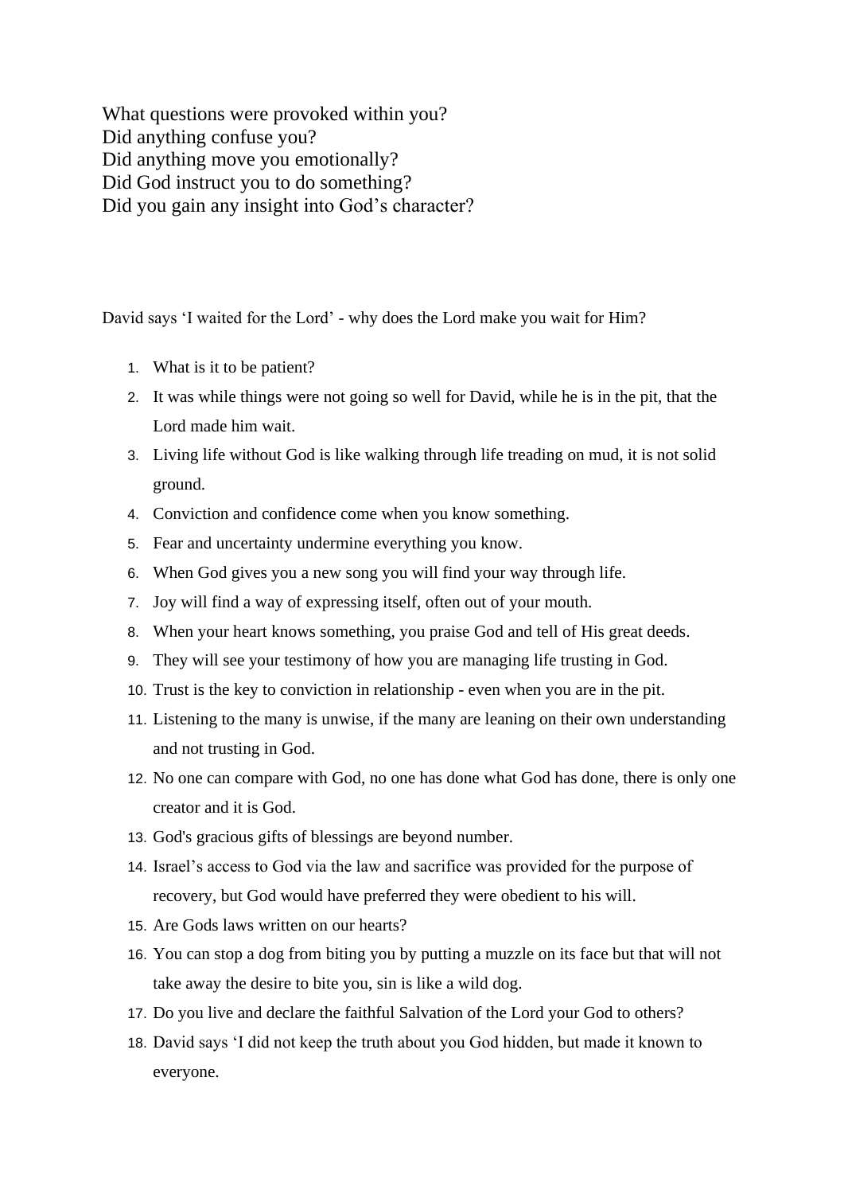What questions were provoked within you?
Did anything confuse you?
Did anything move you emotionally?
Did God instruct you to do something?
Did you gain any insight into God's character?

David says 'I waited for the Lord' - why does the Lord make you wait for Him?

1. What is it to be patient?
2. It was while things were not going so well for David, while he is in the pit, that the Lord made him wait.
3. Living life without God is like walking through life treading on mud, it is not solid ground.
4. Conviction and confidence come when you know something.
5. Fear and uncertainty undermine everything you know.
6. When God gives you a new song you will find your way through life.
7. Joy will find a way of expressing itself, often out of your mouth.
8. When your heart knows something, you praise God and tell of His great deeds.
9. They will see your testimony of how you are managing life trusting in God.
10. Trust is the key to conviction in relationship - even when you are in the pit.
11. Listening to the many is unwise, if the many are leaning on their own understanding and not trusting in God.
12. No one can compare with God, no one has done what God has done, there is only one creator and it is God.
13. God's gracious gifts of blessings are beyond number.
14. Israel's access to God via the law and sacrifice was provided for the purpose of recovery, but God would have preferred they were obedient to his will.
15. Are Gods laws written on our hearts?
16. You can stop a dog from biting you by putting a muzzle on its face but that will not take away the desire to bite you, sin is like a wild dog.
17. Do you live and declare the faithful Salvation of the Lord your God to others?
18. David says 'I did not keep the truth about you God hidden, but made it known to everyone.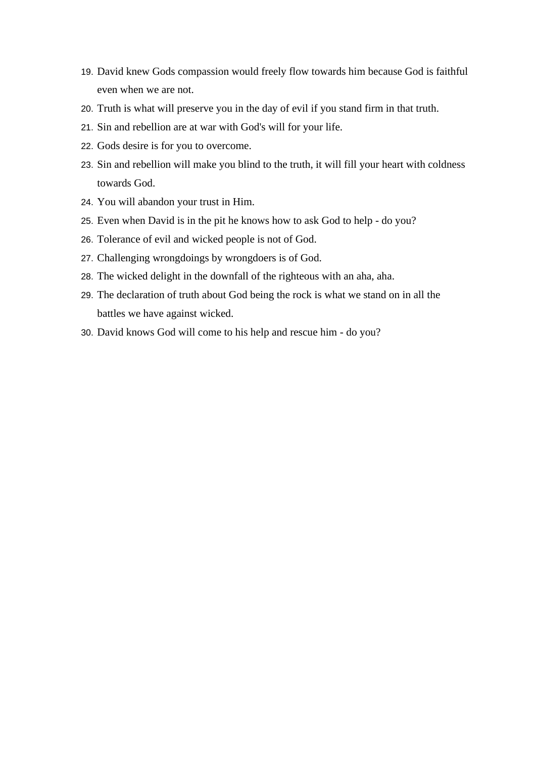19. David knew Gods compassion would freely flow towards him because God is faithful even when we are not.
20. Truth is what will preserve you in the day of evil if you stand firm in that truth.
21. Sin and rebellion are at war with God's will for your life.
22. Gods desire is for you to overcome.
23. Sin and rebellion will make you blind to the truth, it will fill your heart with coldness towards God.
24. You will abandon your trust in Him.
25. Even when David is in the pit he knows how to ask God to help - do you?
26. Tolerance of evil and wicked people is not of God.
27. Challenging wrongdoings by wrongdoers is of God.
28. The wicked delight in the downfall of the righteous with an aha, aha.
29. The declaration of truth about God being the rock is what we stand on in all the battles we have against wicked.
30. David knows God will come to his help and rescue him - do you?